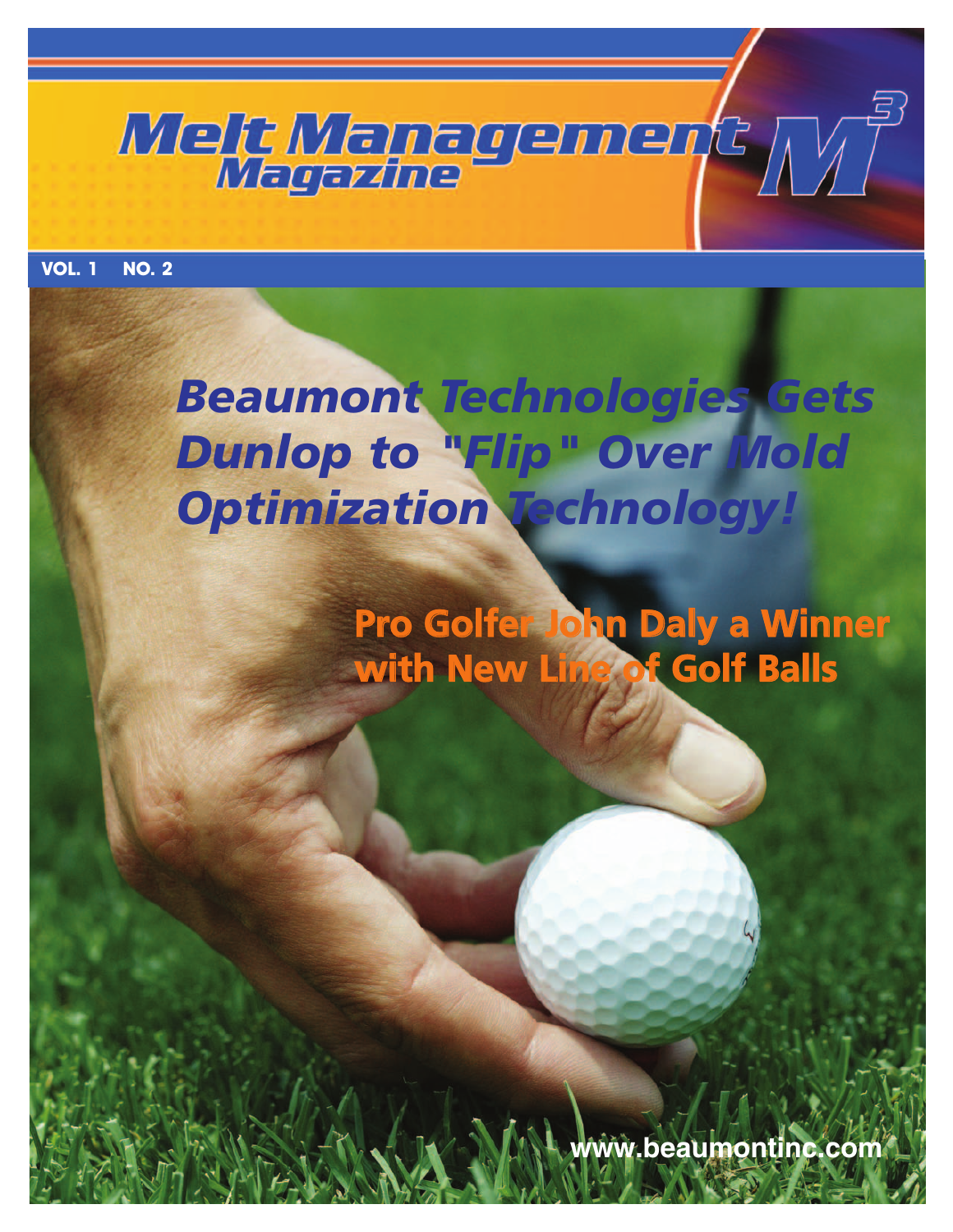# Melt Management Magazine M³

**VOL. 1 NO. 2**

## *Beaumont Technologies Gets Dunlop to "Flip" Over Mold Optimization Technology!*

### Pro Golfer John Daly a Winner with New Line of Golf Balls

www.beaumontinc.com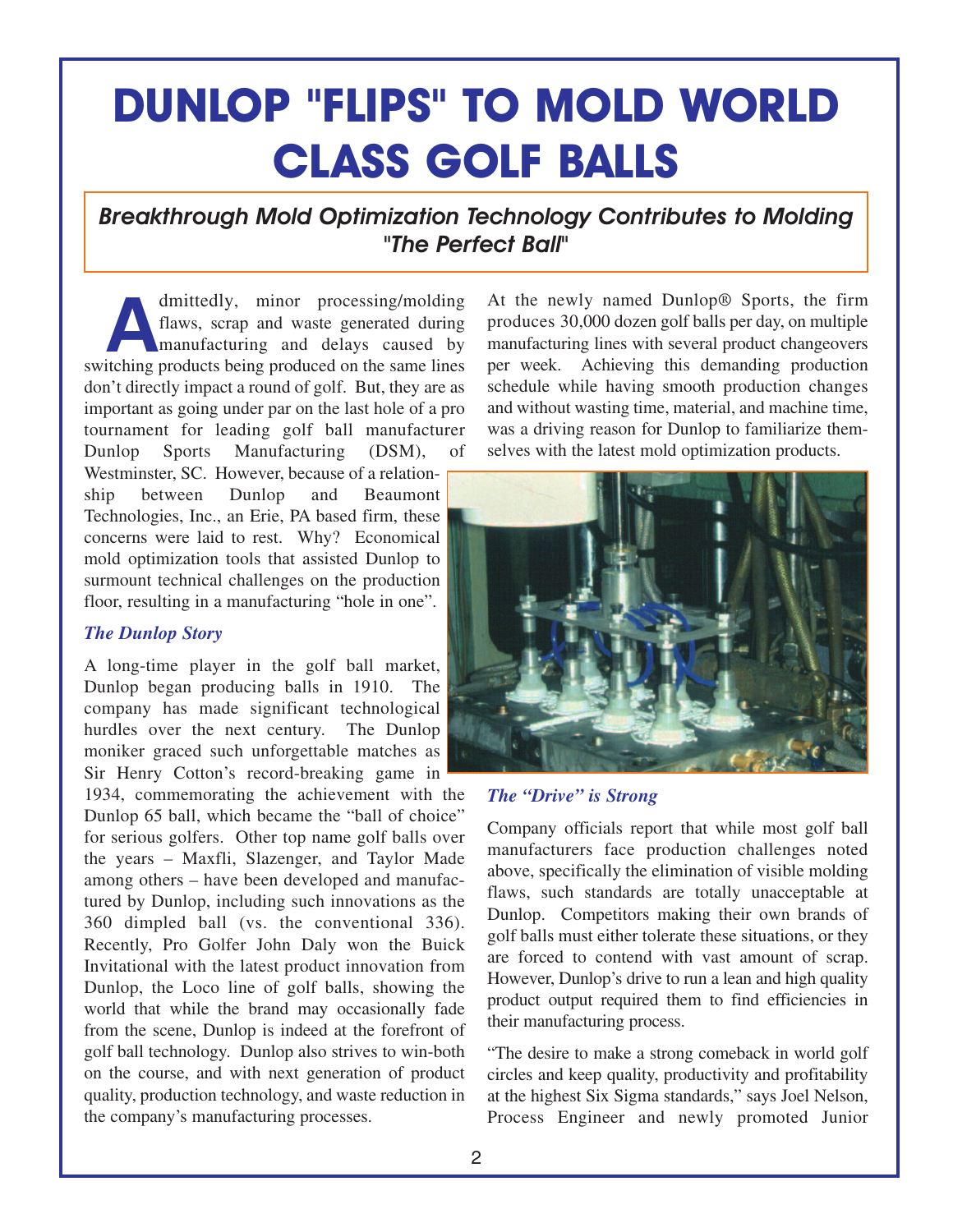# DUNLOP "FLIPS" TO MOLD WORLD CLASS GOLF BALLS

## *Breakthrough Mold Optimization Technology Contributes to Molding "The Perfect Ball"*

Admittedly, minor processing/molding flaws, scrap and waste generated during manufacturing and delays caused by switching products being produced on the same lines don't directly impact a round of golf. But, they are as important as going under par on the last hole of a pro tournament for leading golf ball manufacturer Dunlop Sports Manufacturing (DSM), of Westminster, SC. However, because of a relationship between Dunlop and Beaumont Technologies, Inc., an Erie, PA based firm, these concerns were laid to rest. Why? Economical mold optimization tools that assisted Dunlop to surmount technical challenges on the production floor, resulting in a manufacturing "hole in one".

### *The Dunlop Story*

A long-time player in the golf ball market, Dunlop began producing balls in 1910. The company has made significant technological hurdles over the next century. The Dunlop moniker graced such unforgettable matches as Sir Henry Cotton's record-breaking game in 1934, commemorating the achievement with the Dunlop 65 ball, which became the "ball of choice" for serious golfers. Other top name golf balls over the years – Maxfli, Slazenger, and Taylor Made among others – have been developed and manufactured by Dunlop, including such innovations as the 360 dimpled ball (vs. the conventional 336). Recently, Pro Golfer John Daly won the Buick Invitational with the latest product innovation from Dunlop, the Loco line of golf balls, showing the world that while the brand may occasionally fade from the scene, Dunlop is indeed at the forefront of golf ball technology. Dunlop also strives to win-both on the course, and with next generation of product quality, production technology, and waste reduction in the company's manufacturing processes.

At the newly named Dunlop® Sports, the firm produces 30,000 dozen golf balls per day, on multiple manufacturing lines with several product changeovers per week. Achieving this demanding production schedule while having smooth production changes and without wasting time, material, and machine time, was a driving reason for Dunlop to familiarize themselves with the latest mold optimization products.

### *The "Drive" is Strong*

Company officials report that while most golf ball manufacturers face production challenges noted above, specifically the elimination of visible molding flaws, such standards are totally unacceptable at Dunlop. Competitors making their own brands of golf balls must either tolerate these situations, or they are forced to contend with vast amount of scrap. However, Dunlop's drive to run a lean and high quality product output required them to find efficiencies in their manufacturing process.

"The desire to make a strong comeback in world golf circles and keep quality, productivity and profitability at the highest Six Sigma standards," says Joel Nelson, Process Engineer and newly promoted Junior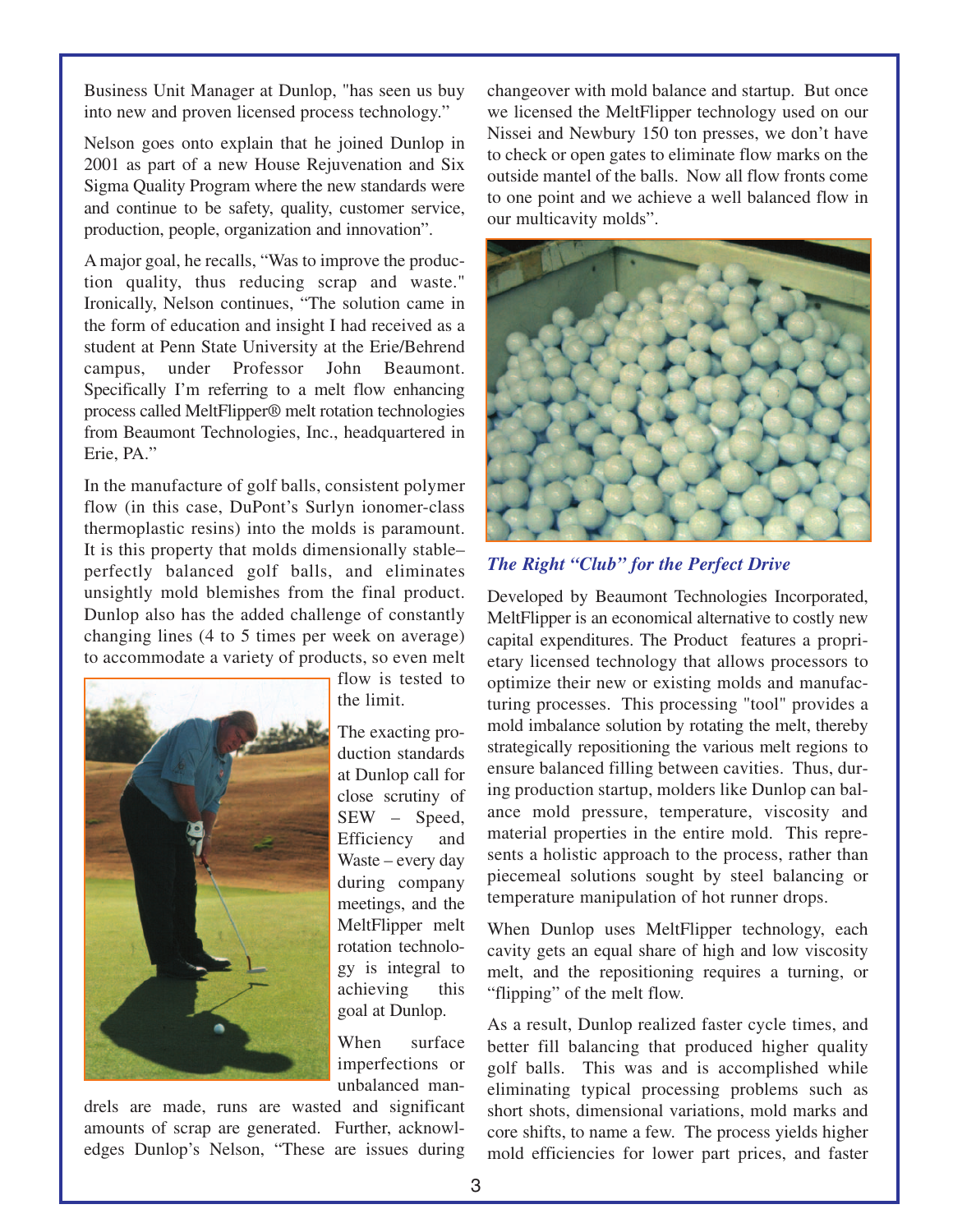Business Unit Manager at Dunlop, "has seen us buy into new and proven licensed process technology."

Nelson goes onto explain that he joined Dunlop in 2001 as part of a new House Rejuvenation and Six Sigma Quality Program where the new standards were and continue to be safety, quality, customer service, production, people, organization and innovation".

A major goal, he recalls, "Was to improve the production quality, thus reducing scrap and waste." Ironically, Nelson continues, "The solution came in the form of education and insight I had received as a student at Penn State University at the Erie/Behrend campus, under Professor John Beaumont. Specifically I'm referring to a melt flow enhancing process called MeltFlipper® melt rotation technologies from Beaumont Technologies, Inc., headquartered in Erie, PA."

In the manufacture of golf balls, consistent polymer flow (in this case, DuPont's Surlyn ionomer-class thermoplastic resins) into the molds is paramount. It is this property that molds dimensionally stable–perfectly balanced golf balls, and eliminates unsightly mold blemishes from the final product. Dunlop also has the added challenge of constantly changing lines (4 to 5 times per week on average) to accommodate a variety of products, so even melt flow is tested to the limit.

The exacting production standards at Dunlop call for close scrutiny of SEW – Speed, Efficiency and Waste – every day during company meetings, and the MeltFlipper melt rotation technology is integral to achieving this goal at Dunlop.

When surface imperfections or unbalanced mandrels are made, runs are wasted and significant amounts of scrap are generated. Further, acknowledges Dunlop's Nelson, "These are issues during changeover with mold balance and startup. But once we licensed the MeltFlipper technology used on our Nissei and Newbury 150 ton presses, we don't have to check or open gates to eliminate flow marks on the outside mantel of the balls. Now all flow fronts come to one point and we achieve a well balanced flow in our multicavity molds".

## *The Right "Club" for the Perfect Drive*

Developed by Beaumont Technologies Incorporated, MeltFlipper is an economical alternative to costly new capital expenditures. The Product features a proprietary licensed technology that allows processors to optimize their new or existing molds and manufacturing processes. This processing "tool" provides a mold imbalance solution by rotating the melt, thereby strategically repositioning the various melt regions to ensure balanced filling between cavities. Thus, during production startup, molders like Dunlop can balance mold pressure, temperature, viscosity and material properties in the entire mold. This represents a holistic approach to the process, rather than piecemeal solutions sought by steel balancing or temperature manipulation of hot runner drops.

When Dunlop uses MeltFlipper technology, each cavity gets an equal share of high and low viscosity melt, and the repositioning requires a turning, or "flipping" of the melt flow.

As a result, Dunlop realized faster cycle times, and better fill balancing that produced higher quality golf balls. This was and is accomplished while eliminating typical processing problems such as short shots, dimensional variations, mold marks and core shifts, to name a few. The process yields higher mold efficiencies for lower part prices, and faster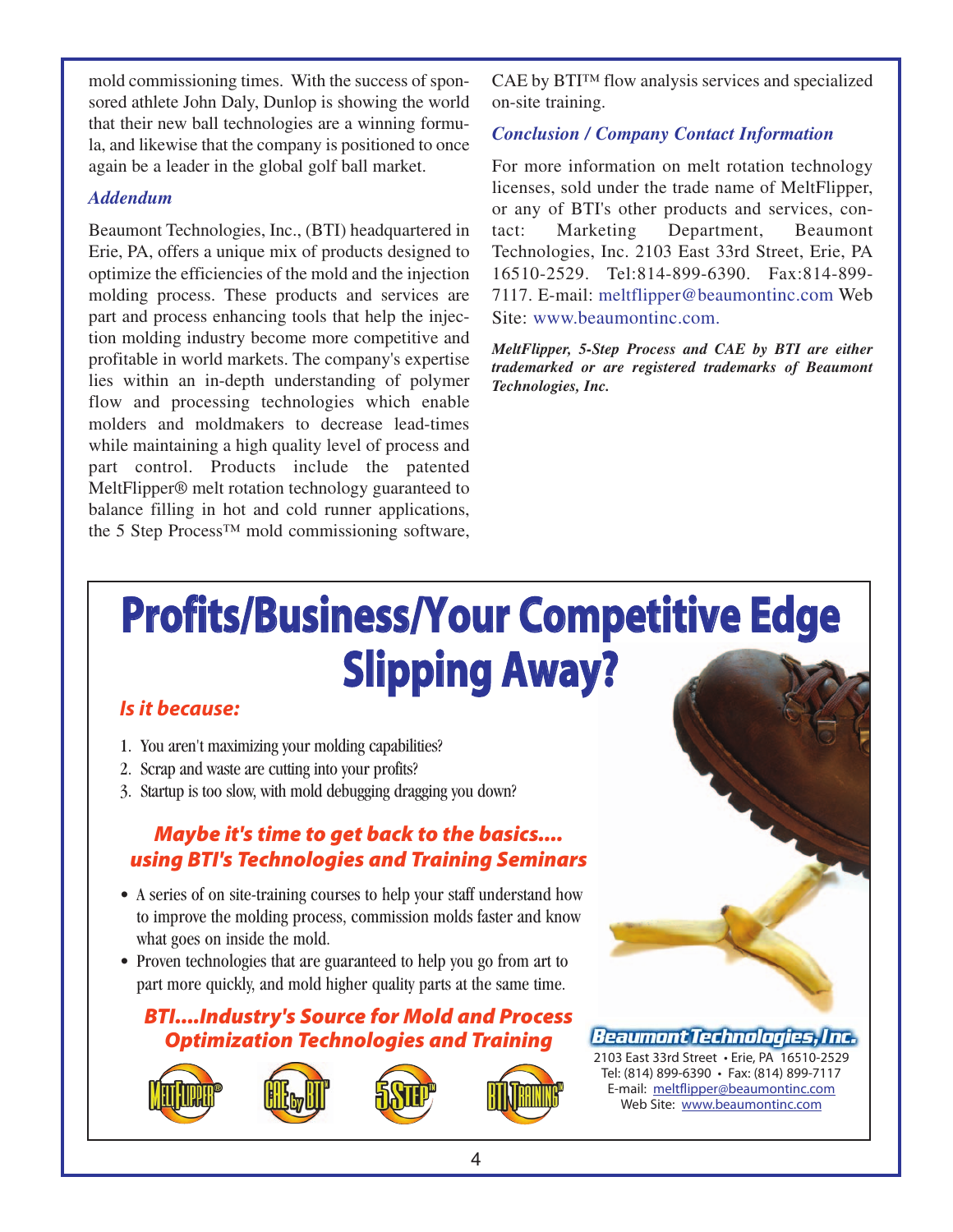mold commissioning times. With the success of sponsored athlete John Daly, Dunlop is showing the world that their new ball technologies are a winning formula, and likewise that the company is positioned to once again be a leader in the global golf ball market.

### *Addendum*

Beaumont Technologies, Inc., (BTI) headquartered in Erie, PA, offers a unique mix of products designed to optimize the efficiencies of the mold and the injection molding process. These products and services are part and process enhancing tools that help the injection molding industry become more competitive and profitable in world markets. The company's expertise lies within an in-depth understanding of polymer flow and processing technologies which enable molders and moldmakers to decrease lead-times while maintaining a high quality level of process and part control. Products include the patented MeltFlipper® melt rotation technology guaranteed to balance filling in hot and cold runner applications, the 5 Step Process™ mold commissioning software, CAE by BTI™ flow analysis services and specialized on-site training.

### *Conclusion / Company Contact Information*

For more information on melt rotation technology licenses, sold under the trade name of MeltFlipper, or any of BTI's other products and services, contact: Marketing Department, Beaumont Technologies, Inc. 2103 East 33rd Street, Erie, PA 16510-2529. Tel:814-899-6390. Fax:814-899-7117. E-mail: meltflipper@beaumontinc.com Web Site: www.beaumontinc.com.

***MeltFlipper, 5-Step Process and CAE by BTI are either trademarked or are registered trademarks of Beaumont Technologies, Inc.***

# Profits/Business/Your Competitive Edge Slipping Away?

***Is it because:***

1. You aren't maximizing your molding capabilities?
2. Scrap and waste are cutting into your profits?
3. Startup is too slow, with mold debugging dragging you down?

***Maybe it's time to get back to the basics.... using BTI's Technologies and Training Seminars***

- A series of on site-training courses to help your staff understand how to improve the molding process, commission molds faster and know what goes on inside the mold.
- Proven technologies that are guaranteed to help you go from art to part more quickly, and mold higher quality parts at the same time.

***BTI....Industry's Source for Mold and Process Optimization Technologies and Training***

MELTFLIPPER® CAE by BTI™ 5 STEP™ BTI TRAINING™

**Beaumont Technologies, Inc.**
2103 East 33rd Street • Erie, PA 16510-2529
Tel: (814) 899-6390 • Fax: (814) 899-7117
E-mail: meltflipper@beaumontinc.com
Web Site: www.beaumontinc.com